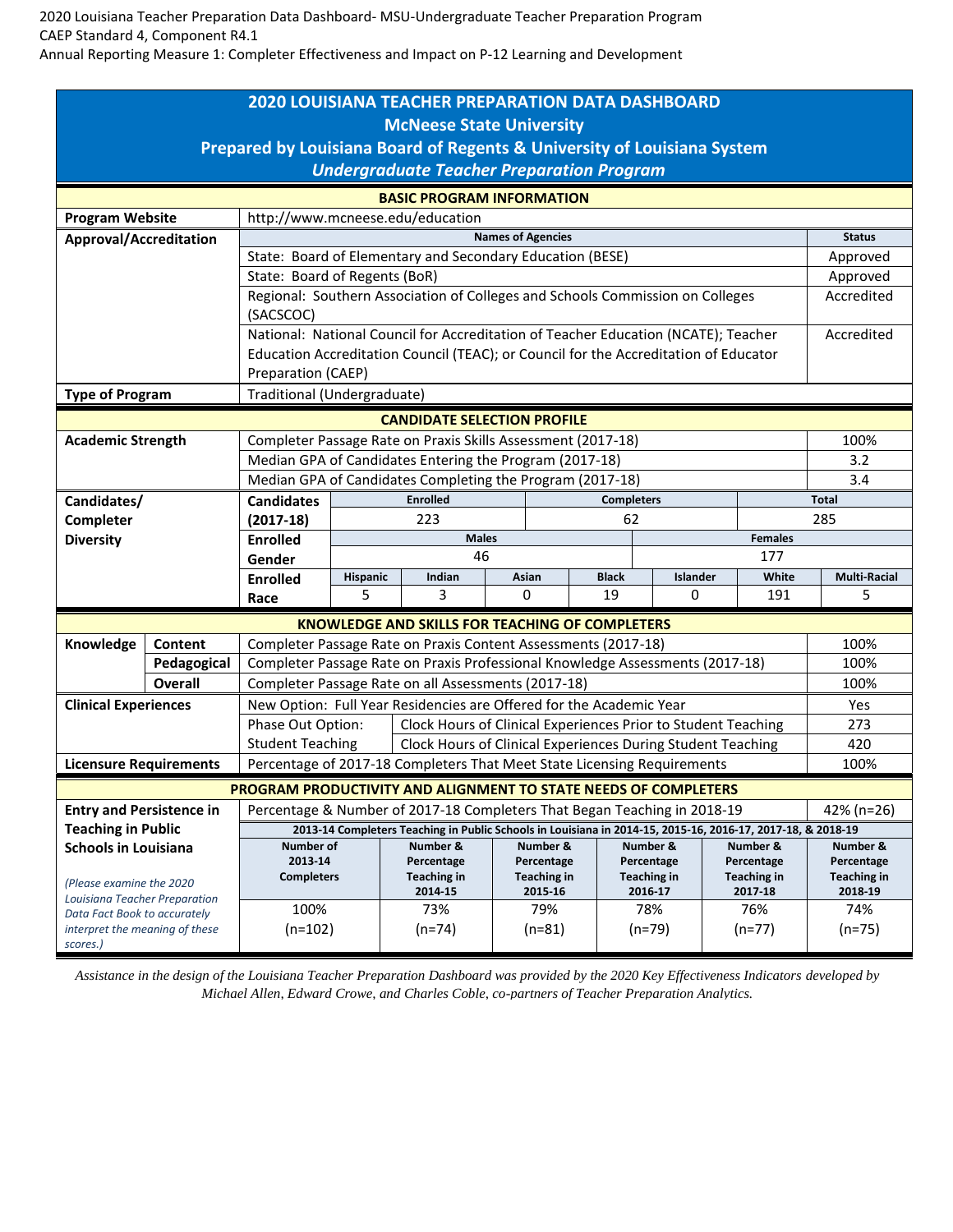2020 Louisiana Teacher Preparation Data Dashboard- MSU-Undergraduate Teacher Preparation Program
CAEP Standard 4, Component R4.1
Annual Reporting Measure 1: Completer Effectiveness and Impact on P-12 Learning and Development

# 2020 LOUISIANA TEACHER PREPARATION DATA DASHBOARD
## McNeese State University
## Prepared by Louisiana Board of Regents & University of Louisiana System
### *Undergraduate Teacher Preparation Program*

### BASIC PROGRAM INFORMATION

| | | |
|---|---|---|
| **Program Website** | http://www.mcneese.edu/education | |
| **Approval/Accreditation** | **Names of Agencies** | **Status** |
| | State: Board of Elementary and Secondary Education (BESE) | Approved |
| | State: Board of Regents (BoR) | Approved |
| | Regional: Southern Association of Colleges and Schools Commission on Colleges (SACSCOC) | Accredited |
| | National: National Council for Accreditation of Teacher Education (NCATE); Teacher Education Accreditation Council (TEAC); or Council for the Accreditation of Educator Preparation (CAEP) | Accredited |
| **Type of Program** | Traditional (Undergraduate) | |

### CANDIDATE SELECTION PROFILE

| | | |
|---|---|---|
| **Academic Strength** | Completer Passage Rate on Praxis Skills Assessment (2017-18) | 100% |
| | Median GPA of Candidates Entering the Program (2017-18) | 3.2 |
| | Median GPA of Candidates Completing the Program (2017-18) | 3.4 |

**Candidates/Completer Diversity**

| **Candidates (2017-18)** | Enrolled | Completers | Total |
|---|---|---|---|
| | 223 | 62 | 285 |

| **Enrolled Gender** | Males | Females |
|---|---|---|
| | 46 | 177 |

| **Enrolled Race** | Hispanic | Indian | Asian | Black | Islander | White | Multi-Racial |
|---|---|---|---|---|---|---|---|
| | 5 | 3 | 0 | 19 | 0 | 191 | 5 |

### KNOWLEDGE AND SKILLS FOR TEACHING OF COMPLETERS

| | | | |
|---|---|---|---|
| **Knowledge** | **Content** | Completer Passage Rate on Praxis Content Assessments (2017-18) | 100% |
| | **Pedagogical** | Completer Passage Rate on Praxis Professional Knowledge Assessments (2017-18) | 100% |
| | **Overall** | Completer Passage Rate on all Assessments (2017-18) | 100% |
| **Clinical Experiences** | | New Option: Full Year Residencies are Offered for the Academic Year | Yes |
| | Phase Out Option: Student Teaching | Clock Hours of Clinical Experiences Prior to Student Teaching | 273 |
| | | Clock Hours of Clinical Experiences During Student Teaching | 420 |
| **Licensure Requirements** | | Percentage of 2017-18 Completers That Meet State Licensing Requirements | 100% |

### PROGRAM PRODUCTIVITY AND ALIGNMENT TO STATE NEEDS OF COMPLETERS

**Entry and Persistence in Teaching in Public Schools in Louisiana**

*(Please examine the 2020 Louisiana Teacher Preparation Data Fact Book to accurately interpret the meaning of these scores.)*

Percentage & Number of 2017-18 Completers That Began Teaching in 2018-19: 42% (n=26)

**2013-14 Completers Teaching in Public Schools in Louisiana in 2014-15, 2015-16, 2016-17, 2017-18, & 2018-19**

| Number of 2013-14 Completers | Number & Percentage Teaching in 2014-15 | Number & Percentage Teaching in 2015-16 | Number & Percentage Teaching in 2016-17 | Number & Percentage Teaching in 2017-18 | Number & Percentage Teaching in 2018-19 |
|---|---|---|---|---|---|
| 100% (n=102) | 73% (n=74) | 79% (n=81) | 78% (n=79) | 76% (n=77) | 74% (n=75) |

*Assistance in the design of the Louisiana Teacher Preparation Dashboard was provided by the 2020 Key Effectiveness Indicators developed by Michael Allen, Edward Crowe, and Charles Coble, co-partners of Teacher Preparation Analytics.*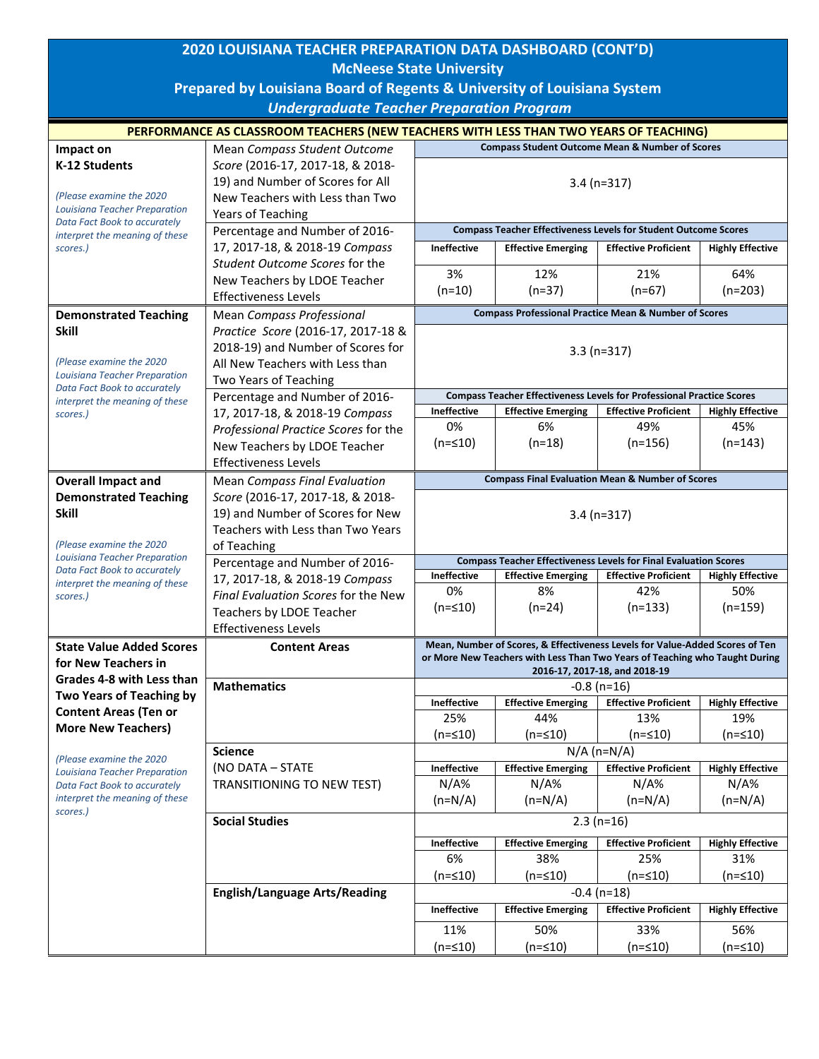# 2020 LOUISIANA TEACHER PREPARATION DATA DASHBOARD (CONT'D)

## McNeese State University

### Prepared by Louisiana Board of Regents & University of Louisiana System

*Undergraduate Teacher Preparation Program*

**PERFORMANCE AS CLASSROOM TEACHERS (NEW TEACHERS WITH LESS THAN TWO YEARS OF TEACHING)**

| | | | | | |
|---|---|---|---|---|---|
| **Impact on K-12 Students** *(Please examine the 2020 Louisiana Teacher Preparation Data Fact Book to accurately interpret the meaning of these scores.)* | Mean *Compass Student Outcome Score* (2016-17, 2017-18, & 2018-19) and Number of Scores for All New Teachers with Less than Two Years of Teaching | **Compass Student Outcome Mean & Number of Scores** | | | |
| | | 3.4 (n=317) | | | |
| | Percentage and Number of 2016-17, 2017-18, & 2018-19 *Compass Student Outcome Scores* for the New Teachers by LDOE Teacher Effectiveness Levels | **Compass Teacher Effectiveness Levels for Student Outcome Scores** | | | |
| | | **Ineffective** | **Effective Emerging** | **Effective Proficient** | **Highly Effective** |
| | | 3% (n=10) | 12% (n=37) | 21% (n=67) | 64% (n=203) |
| **Demonstrated Teaching Skill** *(Please examine the 2020 Louisiana Teacher Preparation Data Fact Book to accurately interpret the meaning of these scores.)* | Mean *Compass Professional Practice Score* (2016-17, 2017-18 & 2018-19) and Number of Scores for All New Teachers with Less than Two Years of Teaching | **Compass Professional Practice Mean & Number of Scores** | | | |
| | | 3.3 (n=317) | | | |
| | Percentage and Number of 2016-17, 2017-18, & 2018-19 *Compass Professional Practice Scores* for the New Teachers by LDOE Teacher Effectiveness Levels | **Compass Teacher Effectiveness Levels for Professional Practice Scores** | | | |
| | | **Ineffective** | **Effective Emerging** | **Effective Proficient** | **Highly Effective** |
| | | 0% (n=≤10) | 6% (n=18) | 49% (n=156) | 45% (n=143) |
| **Overall Impact and Demonstrated Teaching Skill** *(Please examine the 2020 Louisiana Teacher Preparation Data Fact Book to accurately interpret the meaning of these scores.)* | Mean *Compass Final Evaluation Score* (2016-17, 2017-18, & 2018-19) and Number of Scores for New Teachers with Less than Two Years of Teaching | **Compass Final Evaluation Mean & Number of Scores** | | | |
| | | 3.4 (n=317) | | | |
| | Percentage and Number of 2016-17, 2017-18, & 2018-19 *Compass Final Evaluation Scores* for the New Teachers by LDOE Teacher Effectiveness Levels | **Compass Teacher Effectiveness Levels for Final Evaluation Scores** | | | |
| | | **Ineffective** | **Effective Emerging** | **Effective Proficient** | **Highly Effective** |
| | | 0% (n=≤10) | 8% (n=24) | 42% (n=133) | 50% (n=159) |
| **State Value Added Scores for New Teachers in Grades 4-8 with Less than Two Years of Teaching by Content Areas (Ten or More New Teachers)** *(Please examine the 2020 Louisiana Teacher Preparation Data Fact Book to accurately interpret the meaning of these scores.)* | **Content Areas** | **Mean, Number of Scores, & Effectiveness Levels for Value-Added Scores of Ten or More New Teachers with Less Than Two Years of Teaching who Taught During 2016-17, 2017-18, and 2018-19** | | | |
| | **Mathematics** | -0.8 (n=16) | | | |
| | | **Ineffective** | **Effective Emerging** | **Effective Proficient** | **Highly Effective** |
| | | 25% (n=≤10) | 44% (n=≤10) | 13% (n=≤10) | 19% (n=≤10) |
| | **Science** (NO DATA – STATE TRANSITIONING TO NEW TEST) | N/A (n=N/A) | | | |
| | | **Ineffective** | **Effective Emerging** | **Effective Proficient** | **Highly Effective** |
| | | N/A% (n=N/A) | N/A% (n=N/A) | N/A% (n=N/A) | N/A% (n=N/A) |
| | **Social Studies** | 2.3 (n=16) | | | |
| | | **Ineffective** | **Effective Emerging** | **Effective Proficient** | **Highly Effective** |
| | | 6% (n=≤10) | 38% (n=≤10) | 25% (n=≤10) | 31% (n=≤10) |
| | **English/Language Arts/Reading** | -0.4 (n=18) | | | |
| | | **Ineffective** | **Effective Emerging** | **Effective Proficient** | **Highly Effective** |
| | | 11% (n=≤10) | 50% (n=≤10) | 33% (n=≤10) | 56% (n=≤10) |